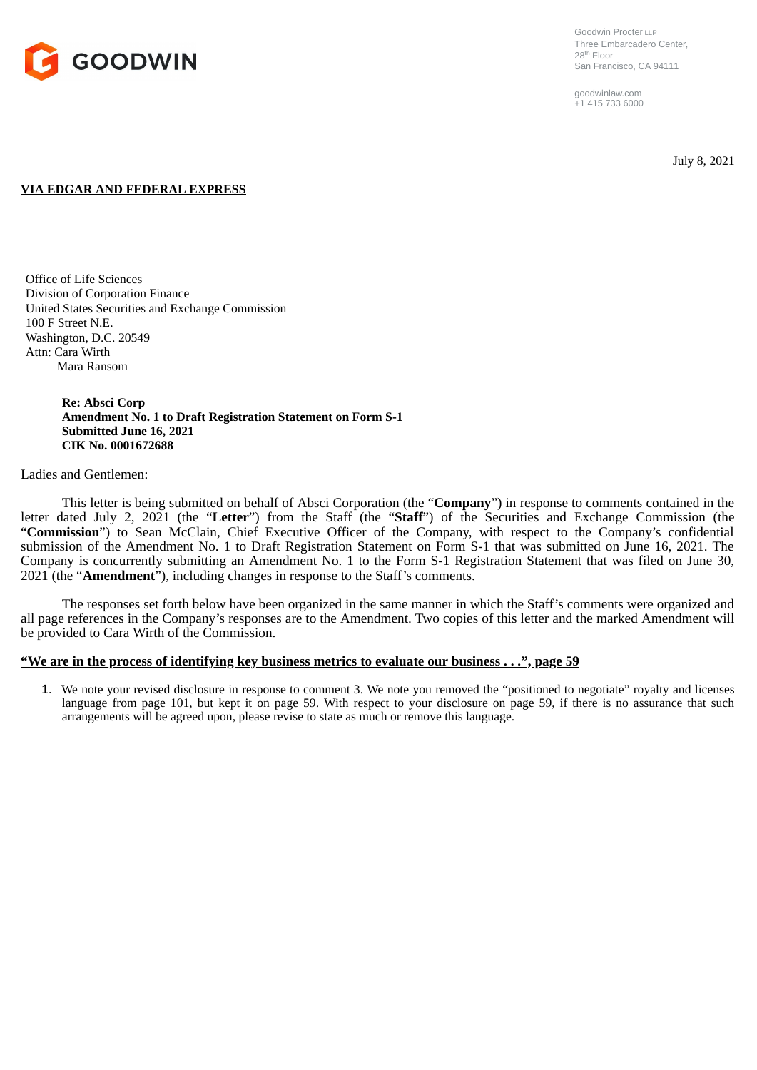GOODWIN

Goodwin Procter LLP
Three Embarcadero Center,
28th Floor
San Francisco, CA 94111

goodwinlaw.com
+1 415 733 6000

July 8, 2021

**VIA EDGAR AND FEDERAL EXPRESS**

Office of Life Sciences
Division of Corporation Finance
United States Securities and Exchange Commission
100 F Street N.E.
Washington, D.C. 20549
Attn: Cara Wirth
Mara Ransom

**Re: Absci Corp**
**Amendment No. 1 to Draft Registration Statement on Form S-1**
**Submitted June 16, 2021**
**CIK No. 0001672688**

Ladies and Gentlemen:

This letter is being submitted on behalf of Absci Corporation (the "**Company**") in response to comments contained in the letter dated July 2, 2021 (the "**Letter**") from the Staff (the "**Staff**") of the Securities and Exchange Commission (the "**Commission**") to Sean McClain, Chief Executive Officer of the Company, with respect to the Company's confidential submission of the Amendment No. 1 to Draft Registration Statement on Form S-1 that was submitted on June 16, 2021. The Company is concurrently submitting an Amendment No. 1 to the Form S-1 Registration Statement that was filed on June 30, 2021 (the "**Amendment**"), including changes in response to the Staff's comments.

The responses set forth below have been organized in the same manner in which the Staff's comments were organized and all page references in the Company's responses are to the Amendment. Two copies of this letter and the marked Amendment will be provided to Cara Wirth of the Commission.

**"We are in the process of identifying key business metrics to evaluate our business . . .", page 59**

1. We note your revised disclosure in response to comment 3. We note you removed the "positioned to negotiate" royalty and licenses language from page 101, but kept it on page 59. With respect to your disclosure on page 59, if there is no assurance that such arrangements will be agreed upon, please revise to state as much or remove this language.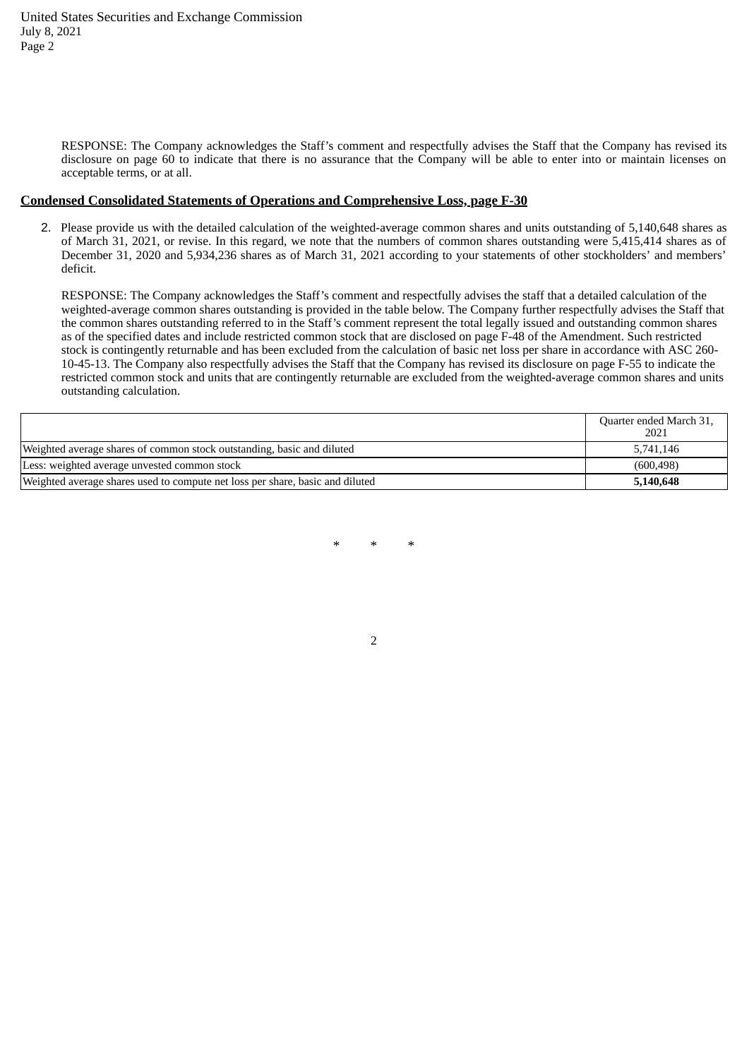RESPONSE: The Company acknowledges the Staff's comment and respectfully advises the Staff that the Company has revised its disclosure on page 60 to indicate that there is no assurance that the Company will be able to enter into or maintain licenses on acceptable terms, or at all.

**Condensed Consolidated Statements of Operations and Comprehensive Loss, page F-30**

2. Please provide us with the detailed calculation of the weighted-average common shares and units outstanding of 5,140,648 shares as of March 31, 2021, or revise. In this regard, we note that the numbers of common shares outstanding were 5,415,414 shares as of December 31, 2020 and 5,934,236 shares as of March 31, 2021 according to your statements of other stockholders' and members' deficit.

   RESPONSE: The Company acknowledges the Staff's comment and respectfully advises the staff that a detailed calculation of the weighted-average common shares outstanding is provided in the table below. The Company further respectfully advises the Staff that the common shares outstanding referred to in the Staff's comment represent the total legally issued and outstanding common shares as of the specified dates and include restricted common stock that are disclosed on page F-48 of the Amendment. Such restricted stock is contingently returnable and has been excluded from the calculation of basic net loss per share in accordance with ASC 260-10-45-13. The Company also respectfully advises the Staff that the Company has revised its disclosure on page F-55 to indicate the restricted common stock and units that are contingently returnable are excluded from the weighted-average common shares and units outstanding calculation.

| | Quarter ended March 31, 2021 |
|---|---|
| Weighted average shares of common stock outstanding, basic and diluted | 5,741,146 |
| Less: weighted average unvested common stock | (600,498) |
| Weighted average shares used to compute net loss per share, basic and diluted | **5,140,648** |

\* \* \*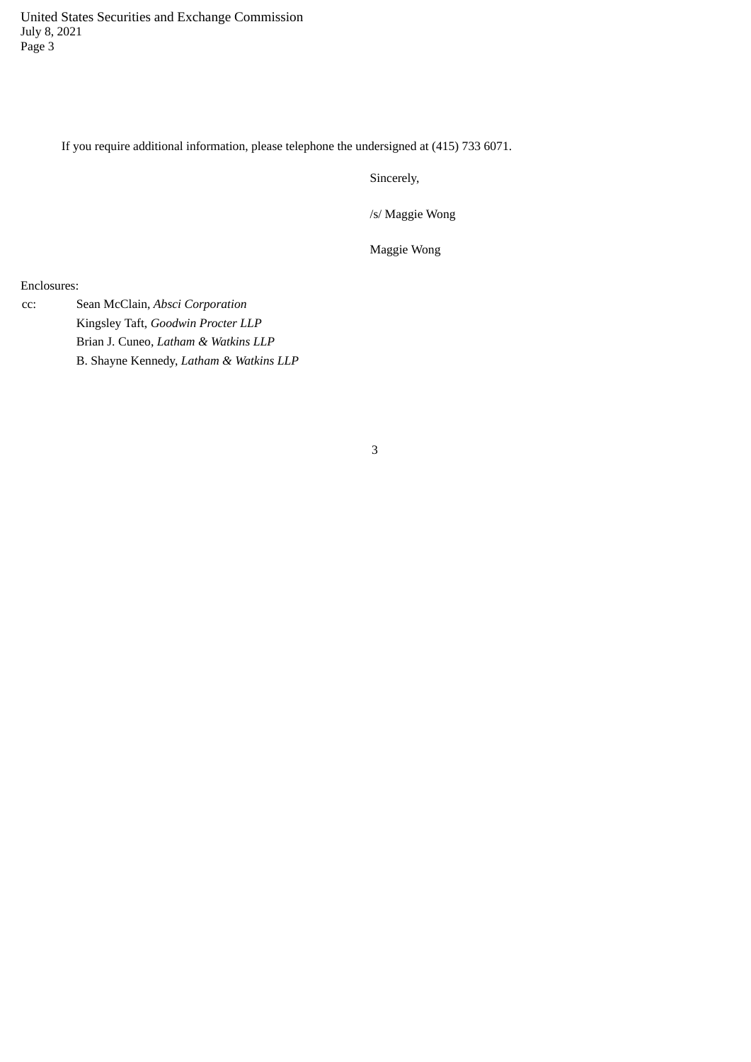If you require additional information, please telephone the undersigned at (415) 733 6071.

Sincerely,

/s/ Maggie Wong

Maggie Wong

Enclosures:

cc: Sean McClain, *Absci Corporation*
Kingsley Taft, *Goodwin Procter LLP*
Brian J. Cuneo, *Latham & Watkins LLP*
B. Shayne Kennedy, *Latham & Watkins LLP*